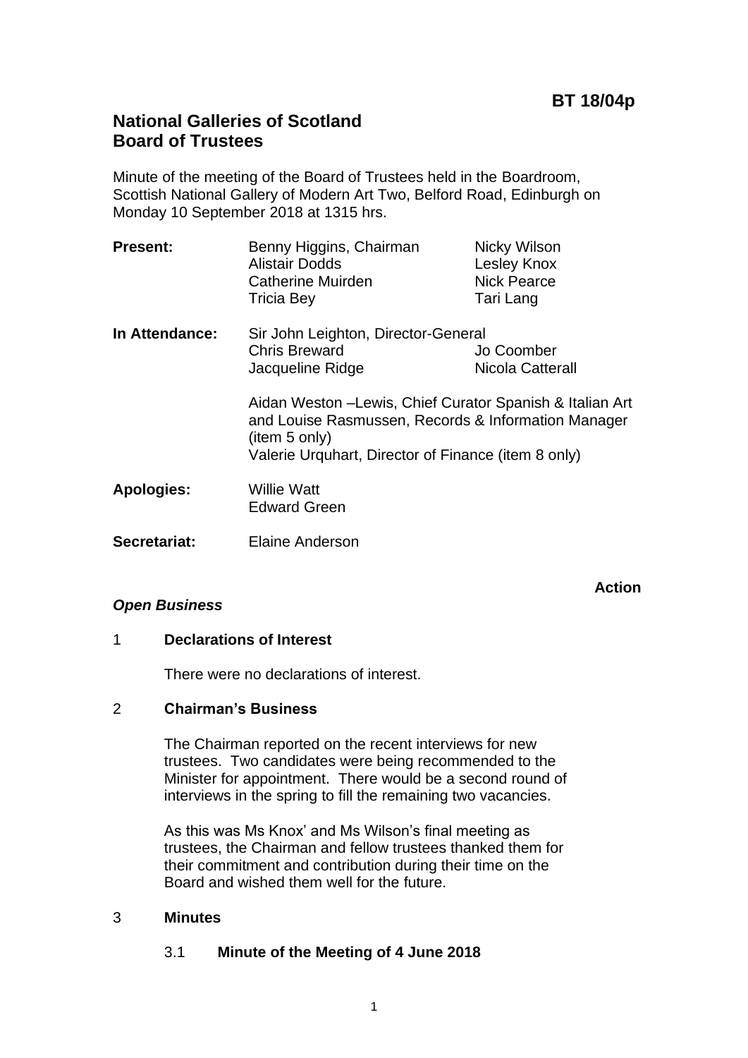**BT 18/04p**

# National Galleries of Scotland
# Board of Trustees

Minute of the meeting of the Board of Trustees held in the Boardroom, Scottish National Gallery of Modern Art Two, Belford Road, Edinburgh on Monday 10 September 2018 at 1315 hrs.

**Present:** Benny Higgins, Chairman; Alistair Dodds; Catherine Muirden; Tricia Bey; Nicky Wilson; Lesley Knox; Nick Pearce; Tari Lang

**In Attendance:** Sir John Leighton, Director-General; Chris Breward; Jacqueline Ridge; Jo Coomber; Nicola Catterall

Aidan Weston –Lewis, Chief Curator Spanish & Italian Art and Louise Rasmussen, Records & Information Manager (item 5 only)
Valerie Urquhart, Director of Finance (item 8 only)

**Apologies:** Willie Watt; Edward Green

**Secretariat:** Elaine Anderson

**Action**

***Open Business***

## 1 Declarations of Interest

There were no declarations of interest.

## 2 Chairman's Business

The Chairman reported on the recent interviews for new trustees. Two candidates were being recommended to the Minister for appointment. There would be a second round of interviews in the spring to fill the remaining two vacancies.

As this was Ms Knox' and Ms Wilson's final meeting as trustees, the Chairman and fellow trustees thanked them for their commitment and contribution during their time on the Board and wished them well for the future.

## 3 Minutes

### 3.1 Minute of the Meeting of 4 June 2018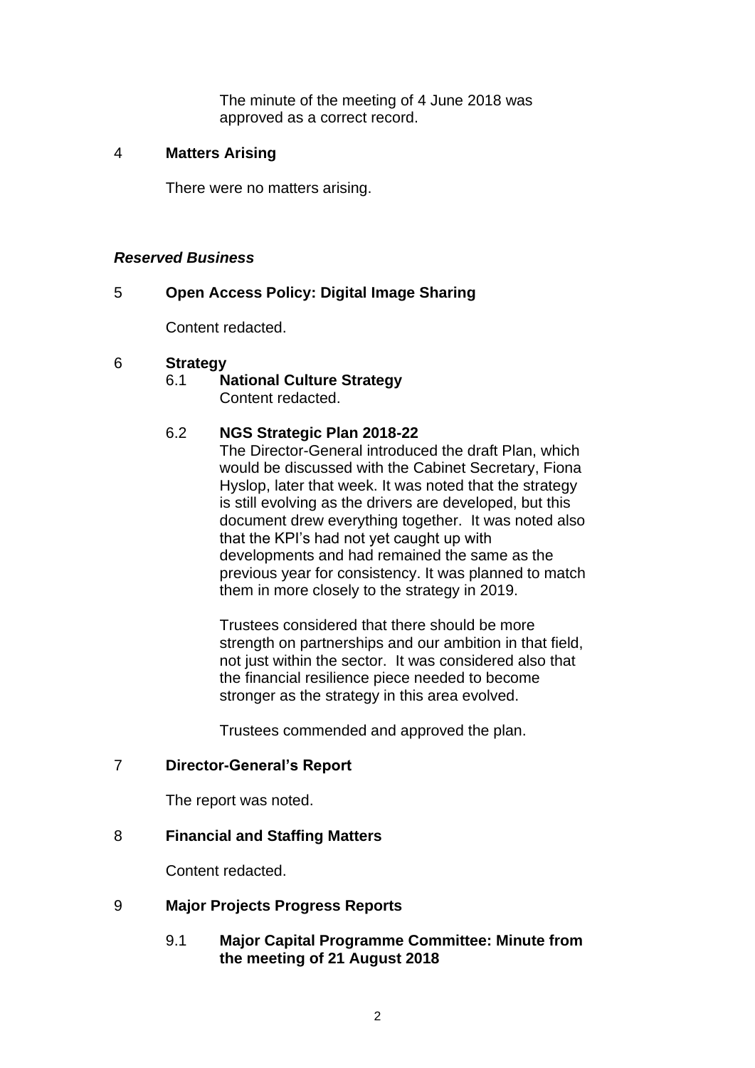The minute of the meeting of 4 June 2018 was approved as a correct record.

## 4 Matters Arising

There were no matters arising.

### *Reserved Business*

## 5 Open Access Policy: Digital Image Sharing

Content redacted.

## 6 Strategy

### 6.1 National Culture Strategy

Content redacted.

### 6.2 NGS Strategic Plan 2018-22

The Director-General introduced the draft Plan, which would be discussed with the Cabinet Secretary, Fiona Hyslop, later that week. It was noted that the strategy is still evolving as the drivers are developed, but this document drew everything together. It was noted also that the KPI's had not yet caught up with developments and had remained the same as the previous year for consistency. It was planned to match them in more closely to the strategy in 2019.

Trustees considered that there should be more strength on partnerships and our ambition in that field, not just within the sector. It was considered also that the financial resilience piece needed to become stronger as the strategy in this area evolved.

Trustees commended and approved the plan.

## 7 Director-General's Report

The report was noted.

## 8 Financial and Staffing Matters

Content redacted.

## 9 Major Projects Progress Reports

### 9.1 Major Capital Programme Committee: Minute from the meeting of 21 August 2018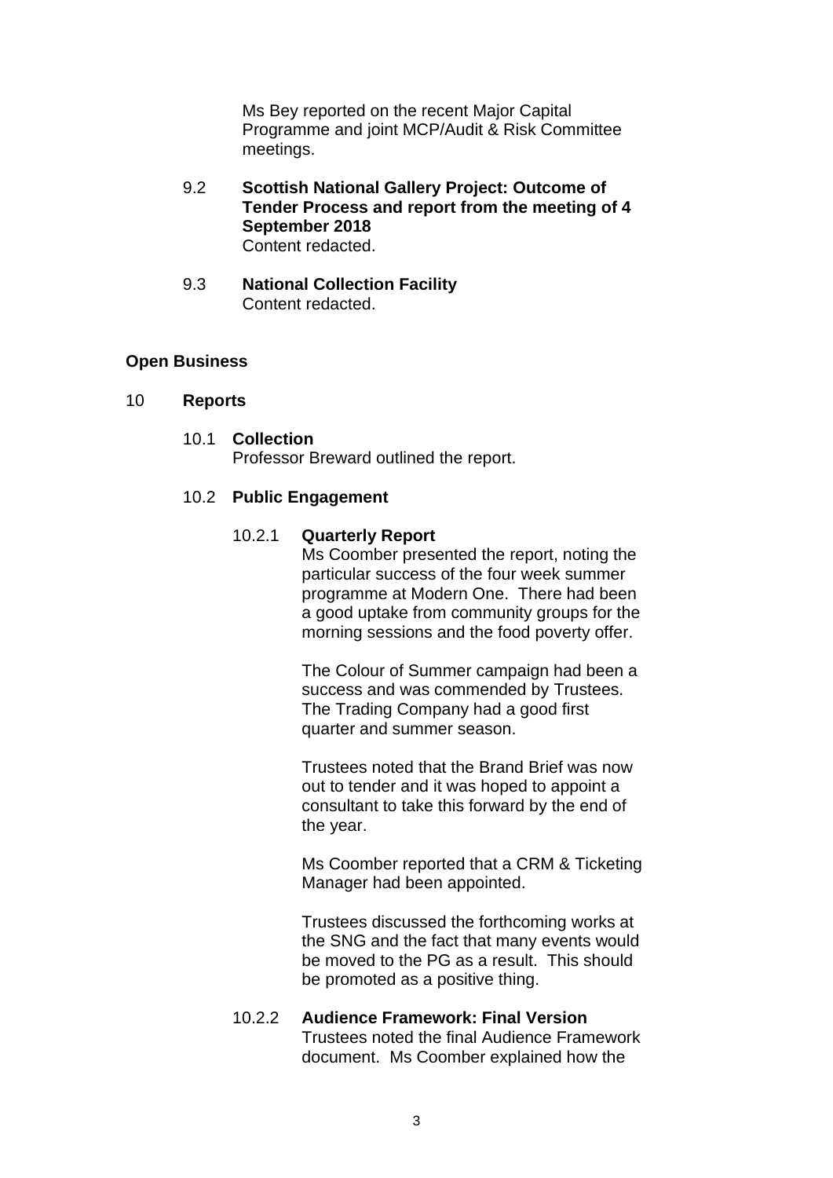Ms Bey reported on the recent Major Capital Programme and joint MCP/Audit & Risk Committee meetings.

9.2 **Scottish National Gallery Project: Outcome of Tender Process and report from the meeting of 4 September 2018**
Content redacted.

9.3 **National Collection Facility**
Content redacted.

**Open Business**

10 **Reports**

10.1 **Collection**
Professor Breward outlined the report.

10.2 **Public Engagement**

10.2.1 **Quarterly Report**
Ms Coomber presented the report, noting the particular success of the four week summer programme at Modern One. There had been a good uptake from community groups for the morning sessions and the food poverty offer.

The Colour of Summer campaign had been a success and was commended by Trustees. The Trading Company had a good first quarter and summer season.

Trustees noted that the Brand Brief was now out to tender and it was hoped to appoint a consultant to take this forward by the end of the year.

Ms Coomber reported that a CRM & Ticketing Manager had been appointed.

Trustees discussed the forthcoming works at the SNG and the fact that many events would be moved to the PG as a result. This should be promoted as a positive thing.

10.2.2 **Audience Framework: Final Version**
Trustees noted the final Audience Framework document. Ms Coomber explained how the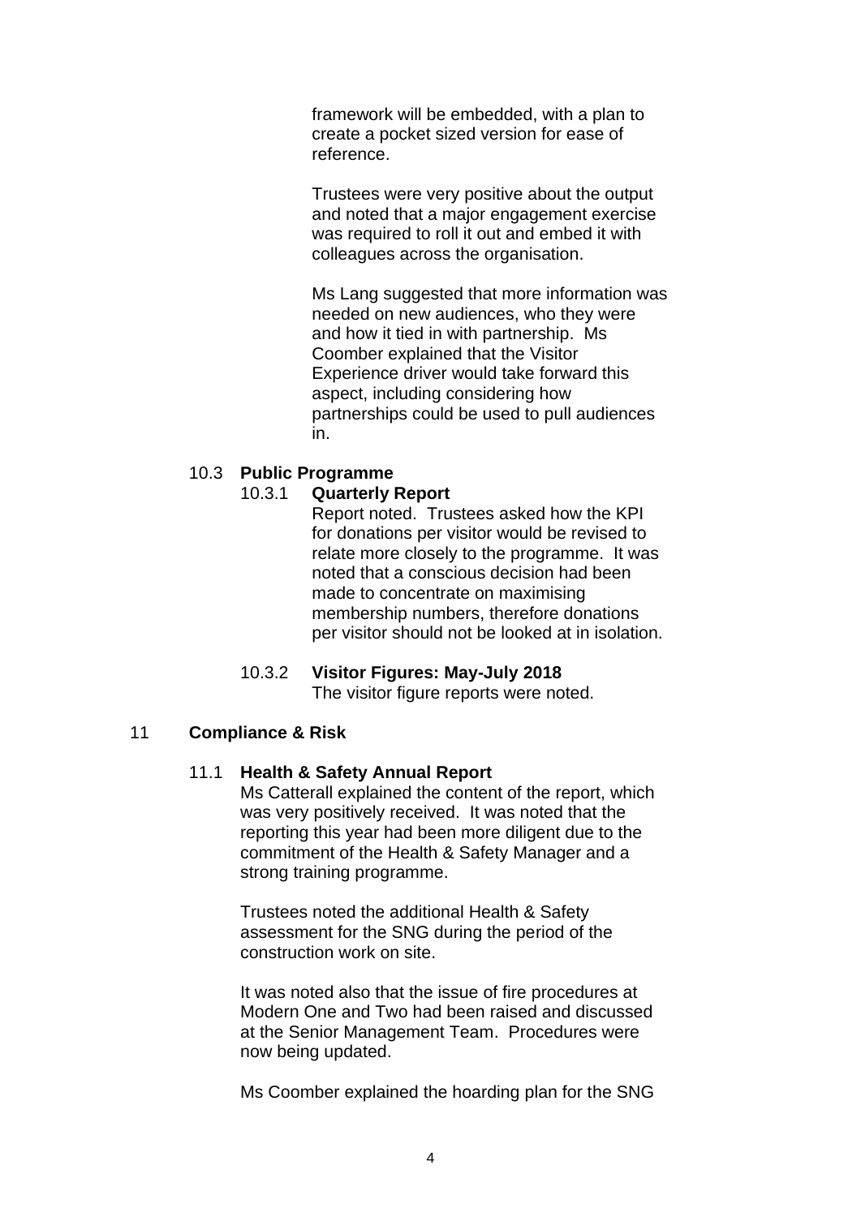framework will be embedded, with a plan to create a pocket sized version for ease of reference.

Trustees were very positive about the output and noted that a major engagement exercise was required to roll it out and embed it with colleagues across the organisation.

Ms Lang suggested that more information was needed on new audiences, who they were and how it tied in with partnership. Ms Coomber explained that the Visitor Experience driver would take forward this aspect, including considering how partnerships could be used to pull audiences in.

10.3 **Public Programme**

10.3.1 **Quarterly Report**

Report noted. Trustees asked how the KPI for donations per visitor would be revised to relate more closely to the programme. It was noted that a conscious decision had been made to concentrate on maximising membership numbers, therefore donations per visitor should not be looked at in isolation.

10.3.2 **Visitor Figures: May-July 2018**

The visitor figure reports were noted.

11 **Compliance & Risk**

11.1 **Health & Safety Annual Report**

Ms Catterall explained the content of the report, which was very positively received. It was noted that the reporting this year had been more diligent due to the commitment of the Health & Safety Manager and a strong training programme.

Trustees noted the additional Health & Safety assessment for the SNG during the period of the construction work on site.

It was noted also that the issue of fire procedures at Modern One and Two had been raised and discussed at the Senior Management Team. Procedures were now being updated.

Ms Coomber explained the hoarding plan for the SNG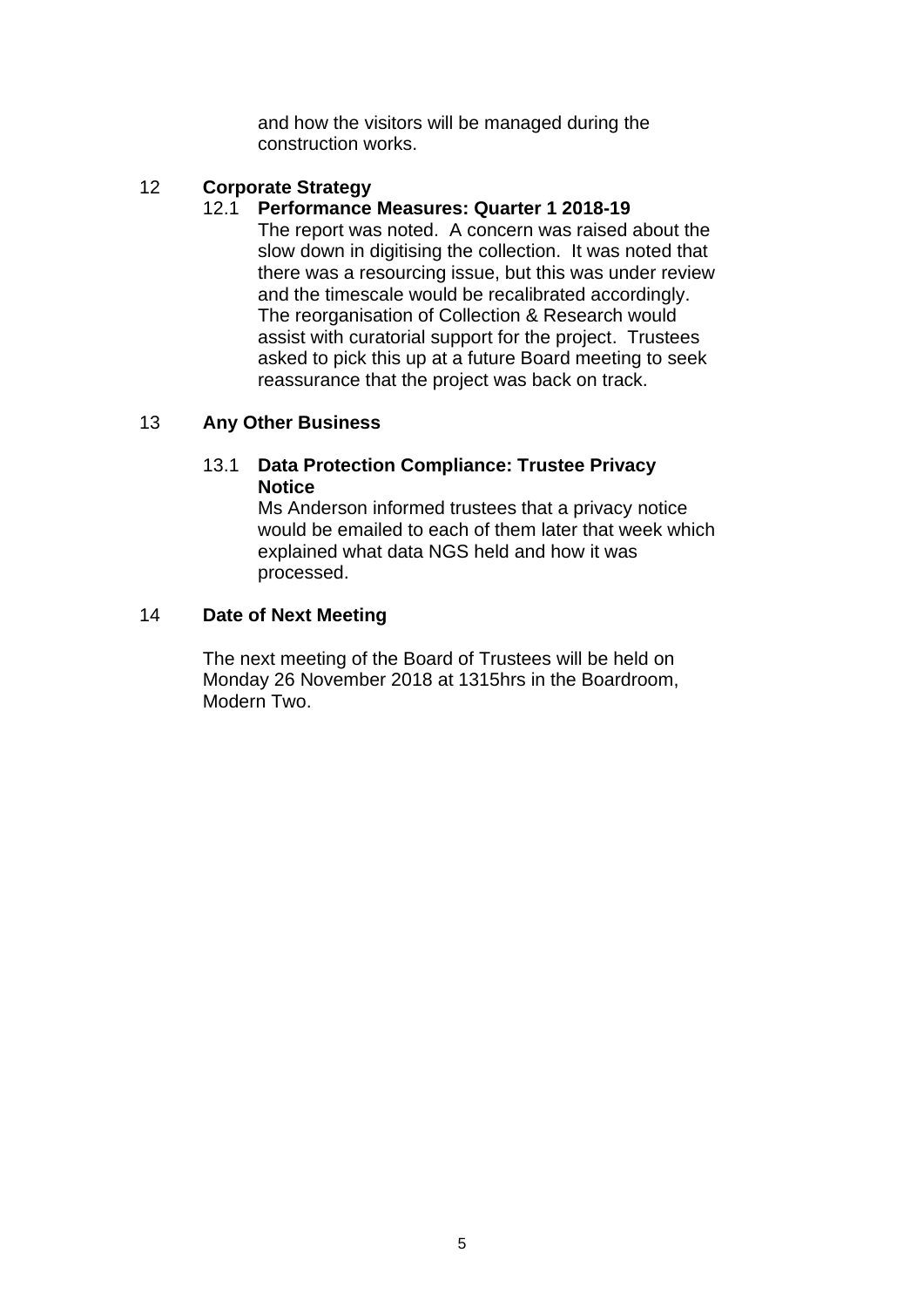and how the visitors will be managed during the construction works.

## 12 Corporate Strategy

### 12.1 Performance Measures: Quarter 1 2018-19

The report was noted. A concern was raised about the slow down in digitising the collection. It was noted that there was a resourcing issue, but this was under review and the timescale would be recalibrated accordingly. The reorganisation of Collection & Research would assist with curatorial support for the project. Trustees asked to pick this up at a future Board meeting to seek reassurance that the project was back on track.

## 13 Any Other Business

### 13.1 Data Protection Compliance: Trustee Privacy Notice

Ms Anderson informed trustees that a privacy notice would be emailed to each of them later that week which explained what data NGS held and how it was processed.

## 14 Date of Next Meeting

The next meeting of the Board of Trustees will be held on Monday 26 November 2018 at 1315hrs in the Boardroom, Modern Two.